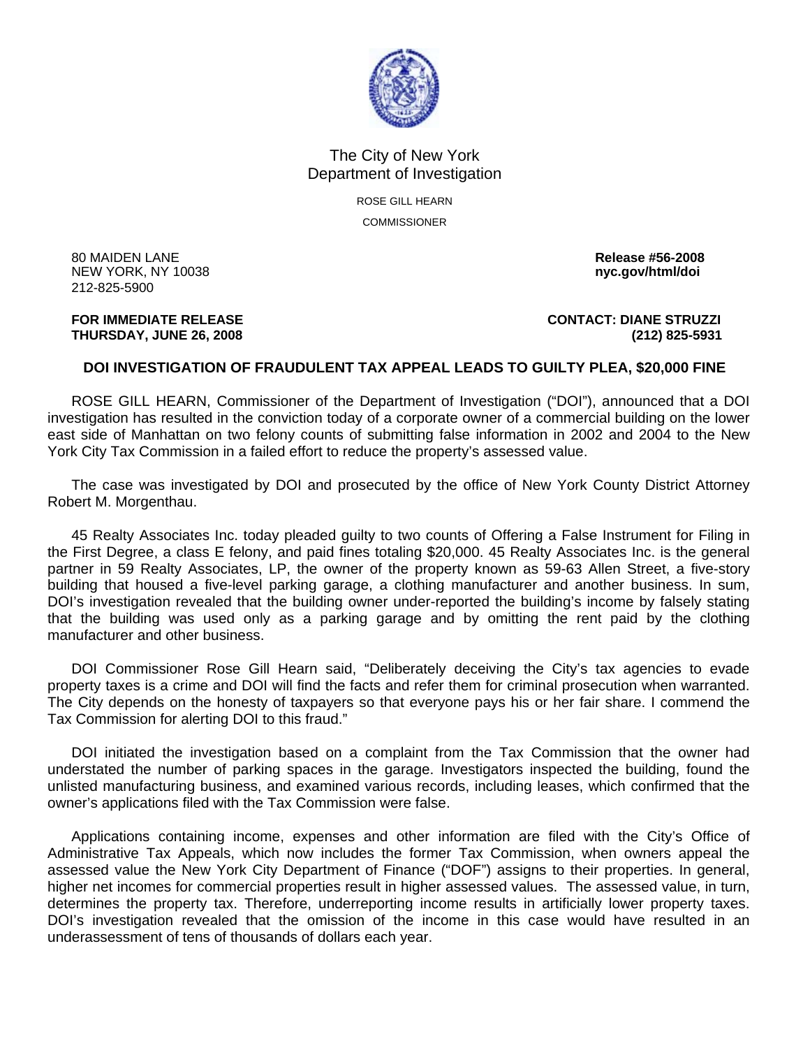The City of New York
Department of Investigation

ROSE GILL HEARN
COMMISSIONER

80 MAIDEN LANE
NEW YORK, NY 10038
212-825-5900

**Release #56-2008**
**nyc.gov/html/doi**

**FOR IMMEDIATE RELEASE**
**THURSDAY, JUNE 26, 2008**

**CONTACT: DIANE STRUZZI**
**(212) 825-5931**

**DOI INVESTIGATION OF FRAUDULENT TAX APPEAL LEADS TO GUILTY PLEA, $20,000 FINE**

ROSE GILL HEARN, Commissioner of the Department of Investigation ("DOI"), announced that a DOI investigation has resulted in the conviction today of a corporate owner of a commercial building on the lower east side of Manhattan on two felony counts of submitting false information in 2002 and 2004 to the New York City Tax Commission in a failed effort to reduce the property's assessed value.

The case was investigated by DOI and prosecuted by the office of New York County District Attorney Robert M. Morgenthau.

45 Realty Associates Inc. today pleaded guilty to two counts of Offering a False Instrument for Filing in the First Degree, a class E felony, and paid fines totaling $20,000. 45 Realty Associates Inc. is the general partner in 59 Realty Associates, LP, the owner of the property known as 59-63 Allen Street, a five-story building that housed a five-level parking garage, a clothing manufacturer and another business. In sum, DOI's investigation revealed that the building owner under-reported the building's income by falsely stating that the building was used only as a parking garage and by omitting the rent paid by the clothing manufacturer and other business.

DOI Commissioner Rose Gill Hearn said, "Deliberately deceiving the City's tax agencies to evade property taxes is a crime and DOI will find the facts and refer them for criminal prosecution when warranted. The City depends on the honesty of taxpayers so that everyone pays his or her fair share. I commend the Tax Commission for alerting DOI to this fraud."

DOI initiated the investigation based on a complaint from the Tax Commission that the owner had understated the number of parking spaces in the garage. Investigators inspected the building, found the unlisted manufacturing business, and examined various records, including leases, which confirmed that the owner's applications filed with the Tax Commission were false.

Applications containing income, expenses and other information are filed with the City's Office of Administrative Tax Appeals, which now includes the former Tax Commission, when owners appeal the assessed value the New York City Department of Finance ("DOF") assigns to their properties. In general, higher net incomes for commercial properties result in higher assessed values. The assessed value, in turn, determines the property tax. Therefore, underreporting income results in artificially lower property taxes. DOI's investigation revealed that the omission of the income in this case would have resulted in an underassessment of tens of thousands of dollars each year.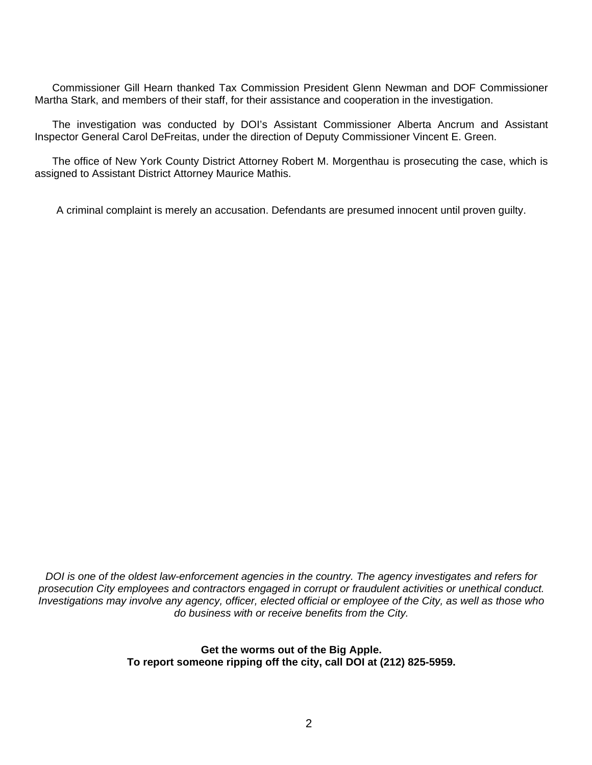Commissioner Gill Hearn thanked Tax Commission President Glenn Newman and DOF Commissioner Martha Stark, and members of their staff, for their assistance and cooperation in the investigation.

The investigation was conducted by DOI's Assistant Commissioner Alberta Ancrum and Assistant Inspector General Carol DeFreitas, under the direction of Deputy Commissioner Vincent E. Green.

The office of New York County District Attorney Robert M. Morgenthau is prosecuting the case, which is assigned to Assistant District Attorney Maurice Mathis.

A criminal complaint is merely an accusation. Defendants are presumed innocent until proven guilty.

*DOI is one of the oldest law-enforcement agencies in the country. The agency investigates and refers for prosecution City employees and contractors engaged in corrupt or fraudulent activities or unethical conduct. Investigations may involve any agency, officer, elected official or employee of the City, as well as those who do business with or receive benefits from the City.*

**Get the worms out of the Big Apple.**
**To report someone ripping off the city, call DOI at (212) 825-5959.**